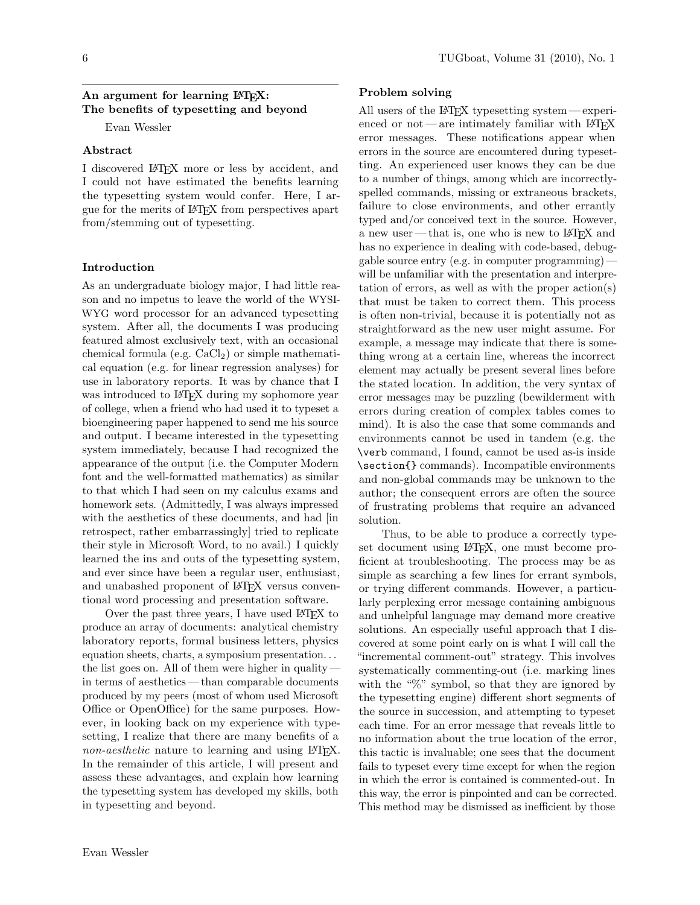# An argument for learning LaTeX: The benefits of typesetting and beyond

Evan Wessler

## Abstract

I discovered LaTeX more or less by accident, and I could not have estimated the benefits learning the typesetting system would confer. Here, I argue for the merits of LaTeX from perspectives apart from/stemming out of typesetting.

## Introduction

As an undergraduate biology major, I had little reason and no impetus to leave the world of the WYSIWYG word processor for an advanced typesetting system. After all, the documents I was producing featured almost exclusively text, with an occasional chemical formula (e.g. $CaCl_2$) or simple mathematical equation (e.g. for linear regression analyses) for use in laboratory reports. It was by chance that I was introduced to LaTeX during my sophomore year of college, when a friend who had used it to typeset a bioengineering paper happened to send me his source and output. I became interested in the typesetting system immediately, because I had recognized the appearance of the output (i.e. the Computer Modern font and the well-formatted mathematics) as similar to that which I had seen on my calculus exams and homework sets. (Admittedly, I was always impressed with the aesthetics of these documents, and had [in retrospect, rather embarrassingly] tried to replicate their style in Microsoft Word, to no avail.) I quickly learned the ins and outs of the typesetting system, and ever since have been a regular user, enthusiast, and unabashed proponent of LaTeX versus conventional word processing and presentation software.

Over the past three years, I have used LaTeX to produce an array of documents: analytical chemistry laboratory reports, formal business letters, physics equation sheets, charts, a symposium presentation... the list goes on. All of them were higher in quality — in terms of aesthetics — than comparable documents produced by my peers (most of whom used Microsoft Office or OpenOffice) for the same purposes. However, in looking back on my experience with typesetting, I realize that there are many benefits of a *non-aesthetic* nature to learning and using LaTeX. In the remainder of this article, I will present and assess these advantages, and explain how learning the typesetting system has developed my skills, both in typesetting and beyond.

## Problem solving

All users of the LaTeX typesetting system — experienced or not — are intimately familiar with LaTeX error messages. These notifications appear when errors in the source are encountered during typesetting. An experienced user knows they can be due to a number of things, among which are incorrectly-spelled commands, missing or extraneous brackets, failure to close environments, and other errantly typed and/or conceived text in the source. However, a new user — that is, one who is new to LaTeX and has no experience in dealing with code-based, debuggable source entry (e.g. in computer programming) — will be unfamiliar with the presentation and interpretation of errors, as well as with the proper action(s) that must be taken to correct them. This process is often non-trivial, because it is potentially not as straightforward as the new user might assume. For example, a message may indicate that there is something wrong at a certain line, whereas the incorrect element may actually be present several lines before the stated location. In addition, the very syntax of error messages may be puzzling (bewilderment with errors during creation of complex tables comes to mind). It is also the case that some commands and environments cannot be used in tandem (e.g. the `\verb` command, I found, cannot be used as-is inside `\section{}` commands). Incompatible environments and non-global commands may be unknown to the author; the consequent errors are often the source of frustrating problems that require an advanced solution.

Thus, to be able to produce a correctly typeset document using LaTeX, one must become proficient at troubleshooting. The process may be as simple as searching a few lines for errant symbols, or trying different commands. However, a particularly perplexing error message containing ambiguous and unhelpful language may demand more creative solutions. An especially useful approach that I discovered at some point early on is what I will call the "incremental comment-out" strategy. This involves systematically commenting-out (i.e. marking lines with the "%" symbol, so that they are ignored by the typesetting engine) different short segments of the source in succession, and attempting to typeset each time. For an error message that reveals little to no information about the true location of the error, this tactic is invaluable; one sees that the document fails to typeset every time except for when the region in which the error is contained is commented-out. In this way, the error is pinpointed and can be corrected. This method may be dismissed as inefficient by those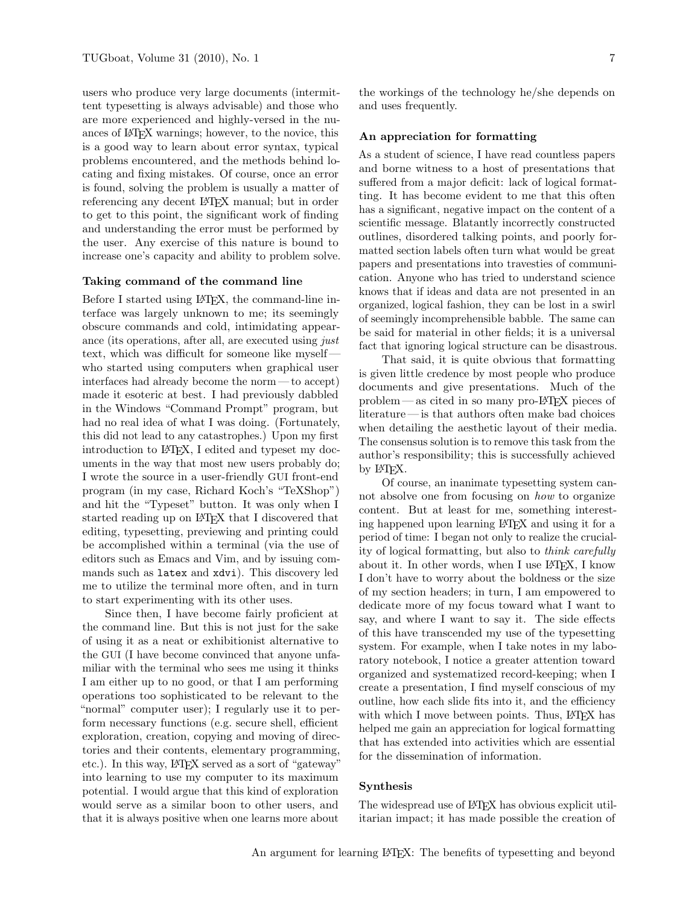users who produce very large documents (intermittent typesetting is always advisable) and those who are more experienced and highly-versed in the nuances of LaTeX warnings; however, to the novice, this is a good way to learn about error syntax, typical problems encountered, and the methods behind locating and fixing mistakes. Of course, once an error is found, solving the problem is usually a matter of referencing any decent LaTeX manual; but in order to get to this point, the significant work of finding and understanding the error must be performed by the user. Any exercise of this nature is bound to increase one's capacity and ability to problem solve.

### Taking command of the command line

Before I started using LaTeX, the command-line interface was largely unknown to me; its seemingly obscure commands and cold, intimidating appearance (its operations, after all, are executed using *just* text, which was difficult for someone like myself — who started using computers when graphical user interfaces had already become the norm — to accept) made it esoteric at best. I had previously dabbled in the Windows "Command Prompt" program, but had no real idea of what I was doing. (Fortunately, this did not lead to any catastrophes.) Upon my first introduction to LaTeX, I edited and typeset my documents in the way that most new users probably do; I wrote the source in a user-friendly GUI front-end program (in my case, Richard Koch's "TeXShop") and hit the "Typeset" button. It was only when I started reading up on LaTeX that I discovered that editing, typesetting, previewing and printing could be accomplished within a terminal (via the use of editors such as Emacs and Vim, and by issuing commands such as `latex` and `xdvi`). This discovery led me to utilize the terminal more often, and in turn to start experimenting with its other uses.

Since then, I have become fairly proficient at the command line. But this is not just for the sake of using it as a neat or exhibitionist alternative to the GUI (I have become convinced that anyone unfamiliar with the terminal who sees me using it thinks I am either up to no good, or that I am performing operations too sophisticated to be relevant to the "normal" computer user); I regularly use it to perform necessary functions (e.g. secure shell, efficient exploration, creation, copying and moving of directories and their contents, elementary programming, etc.). In this way, LaTeX served as a sort of "gateway" into learning to use my computer to its maximum potential. I would argue that this kind of exploration would serve as a similar boon to other users, and that it is always positive when one learns more about the workings of the technology he/she depends on and uses frequently.

### An appreciation for formatting

As a student of science, I have read countless papers and borne witness to a host of presentations that suffered from a major deficit: lack of logical formatting. It has become evident to me that this often has a significant, negative impact on the content of a scientific message. Blatantly incorrectly constructed outlines, disordered talking points, and poorly formatted section labels often turn what would be great papers and presentations into travesties of communication. Anyone who has tried to understand science knows that if ideas and data are not presented in an organized, logical fashion, they can be lost in a swirl of seemingly incomprehensible babble. The same can be said for material in other fields; it is a universal fact that ignoring logical structure can be disastrous.

That said, it is quite obvious that formatting is given little credence by most people who produce documents and give presentations. Much of the problem — as cited in so many pro-LaTeX pieces of literature — is that authors often make bad choices when detailing the aesthetic layout of their media. The consensus solution is to remove this task from the author's responsibility; this is successfully achieved by LaTeX.

Of course, an inanimate typesetting system cannot absolve one from focusing on *how* to organize content. But at least for me, something interesting happened upon learning LaTeX and using it for a period of time: I began not only to realize the cruciality of logical formatting, but also to *think carefully* about it. In other words, when I use LaTeX, I know I don't have to worry about the boldness or the size of my section headers; in turn, I am empowered to dedicate more of my focus toward what I want to say, and where I want to say it. The side effects of this have transcended my use of the typesetting system. For example, when I take notes in my laboratory notebook, I notice a greater attention toward organized and systematized record-keeping; when I create a presentation, I find myself conscious of my outline, how each slide fits into it, and the efficiency with which I move between points. Thus, LaTeX has helped me gain an appreciation for logical formatting that has extended into activities which are essential for the dissemination of information.

### Synthesis

The widespread use of LaTeX has obvious explicit utilitarian impact; it has made possible the creation of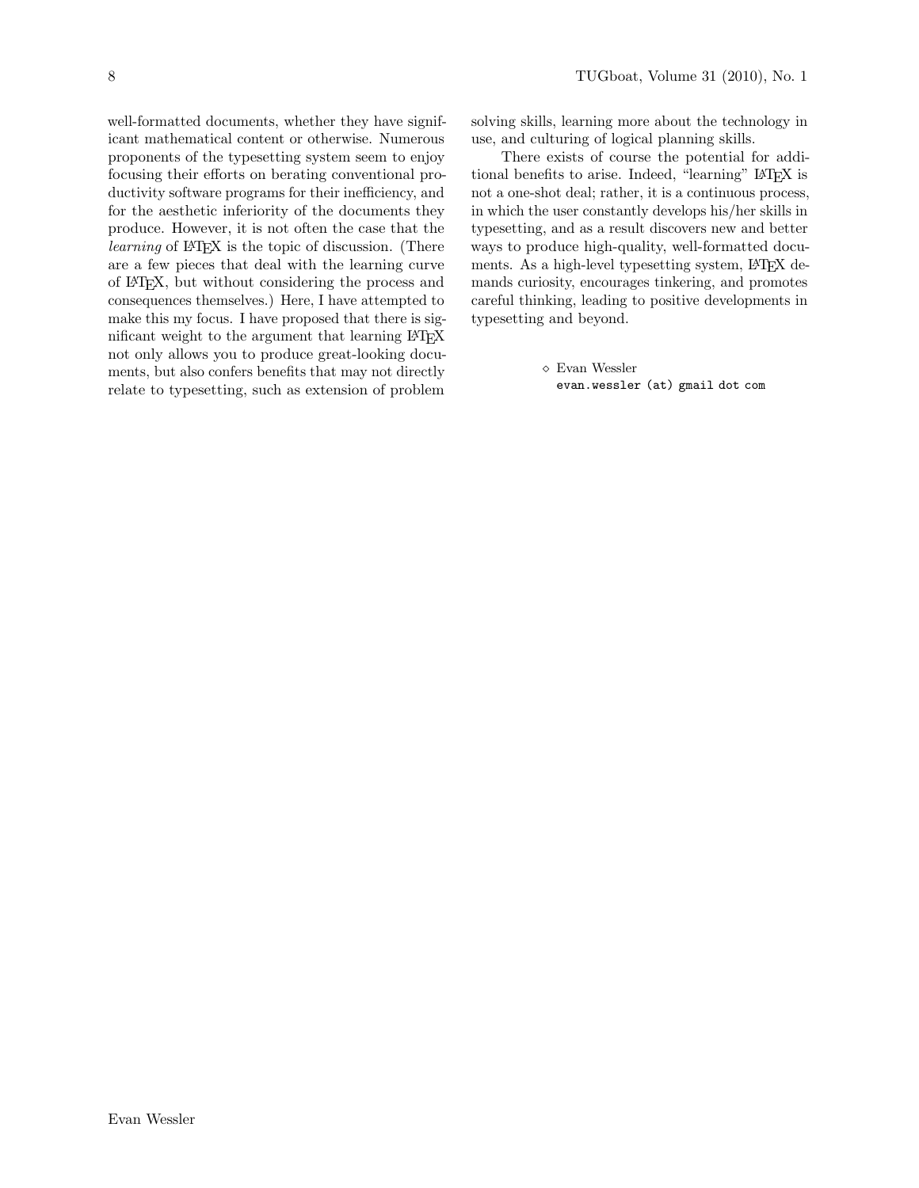well-formatted documents, whether they have significant mathematical content or otherwise. Numerous proponents of the typesetting system seem to enjoy focusing their efforts on berating conventional productivity software programs for their inefficiency, and for the aesthetic inferiority of the documents they produce. However, it is not often the case that the *learning* of LaTeX is the topic of discussion. (There are a few pieces that deal with the learning curve of LaTeX, but without considering the process and consequences themselves.) Here, I have attempted to make this my focus. I have proposed that there is significant weight to the argument that learning LaTeX not only allows you to produce great-looking documents, but also confers benefits that may not directly relate to typesetting, such as extension of problem solving skills, learning more about the technology in use, and culturing of logical planning skills.

There exists of course the potential for additional benefits to arise. Indeed, "learning" LaTeX is not a one-shot deal; rather, it is a continuous process, in which the user constantly develops his/her skills in typesetting, and as a result discovers new and better ways to produce high-quality, well-formatted documents. As a high-level typesetting system, LaTeX demands curiosity, encourages tinkering, and promotes careful thinking, leading to positive developments in typesetting and beyond.

⋄ Evan Wessler
`evan.wessler (at) gmail dot com`